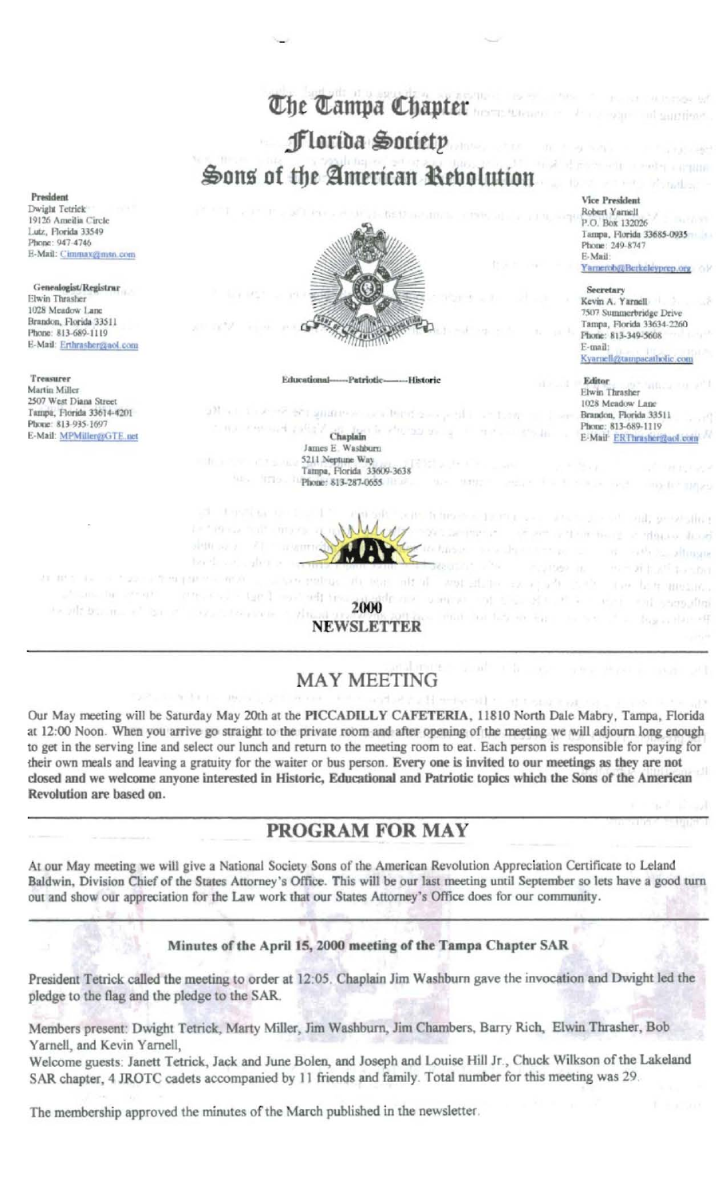# The Tampa Chapter

## Florida Society

## Sons of the American Revolution

**President**
Dwight Tetrick
19126 Amelia Circle
Lutz, Florida 33549
Phone: 947-4746
E-Mail: Cimmax@msn.com

**Genealogist/Registrar**
Elwin Thrasher
1028 Meadow Lane
Brandon, Florida 33511
Phone: 813-689-1119
E-Mail: Erthrasher@aol.com

**Treasurer**
Martin Miller
2507 West Diana Street
Tampa, Florida 33614-4201
Phone: 813-935-1697
E-Mail: MPMiller@GTE.net

**Vice President**
Robert Yarnell
P.O. Box 132026
Tampa, Florida 33685-0935
Phone: 249-8747
E-Mail:
Yarnerob@Berkeleyprep.org

**Secretary**
Kevin A. Yarnell
7507 Summerbridge Drive
Tampa, Florida 33634-2260
Phone: 813-349-5608
E-mail:
Kyarnell@tampacatholic.com

**Editor**
Elwin Thrasher
1028 Meadow Lane
Brandon, Florida 33511
Phone: 813-689-1119
E-Mail: ERThrasher@aol.com

Educational——Patriotic——Historic

**Chaplain**
James E. Washburn
5211 Neptune Way
Tampa, Florida 33609-3638
Phone: 813-287-0655

MAY
2000
NEWSLETTER

## MAY MEETING

Our May meeting will be Saturday May 20th at the **PICCADILLY CAFETERIA**, 11810 North Dale Mabry, Tampa, Florida at 12:00 Noon. When you arrive go straight to the private room and after opening of the meeting we will adjourn long enough to get in the serving line and select our lunch and return to the meeting room to eat. Each person is responsible for paying for their own meals and leaving a gratuity for the waiter or bus person. **Every one is invited to our meetings as they are not closed and we welcome anyone interested in Historic, Educational and Patriotic topics which the Sons of the American Revolution are based on.**

## PROGRAM FOR MAY

At our May meeting we will give a National Society Sons of the American Revolution Appreciation Certificate to Leland Baldwin, Division Chief of the States Attorney's Office. This will be our last meeting until September so lets have a good turn out and show our appreciation for the Law work that our States Attorney's Office does for our community.

### Minutes of the April 15, 2000 meeting of the Tampa Chapter SAR

President Tetrick called the meeting to order at 12:05. Chaplain Jim Washburn gave the invocation and Dwight led the pledge to the flag and the pledge to the SAR.

Members present: Dwight Tetrick, Marty Miller, Jim Washburn, Jim Chambers, Barry Rich, Elwin Thrasher, Bob Yarnell, and Kevin Yarnell,
Welcome guests: Janett Tetrick, Jack and June Bolen, and Joseph and Louise Hill Jr., Chuck Wilkson of the Lakeland SAR chapter, 4 JROTC cadets accompanied by 11 friends and family. Total number for this meeting was 29.

The membership approved the minutes of the March published in the newsletter.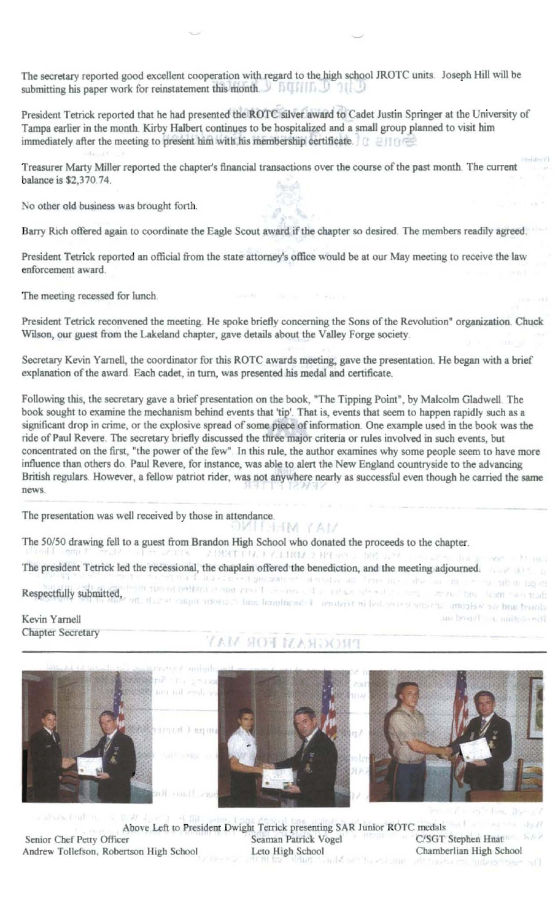The secretary reported good excellent cooperation with regard to the high school JROTC units. Joseph Hill will be submitting his paper work for reinstatement this month.

President Tetrick reported that he had presented the ROTC silver award to Cadet Justin Springer at the University of Tampa earlier in the month. Kirby Halbert continues to be hospitalized and a small group planned to visit him immediately after the meeting to present him with his membership certificate.

Treasurer Marty Miller reported the chapter's financial transactions over the course of the past month. The current balance is $2,370.74.

No other old business was brought forth.

Barry Rich offered again to coordinate the Eagle Scout award if the chapter so desired. The members readily agreed.

President Tetrick reported an official from the state attorney's office would be at our May meeting to receive the law enforcement award.

The meeting recessed for lunch.

President Tetrick reconvened the meeting. He spoke briefly concerning the Sons of the Revolution" organization. Chuck Wilson, our guest from the Lakeland chapter, gave details about the Valley Forge society.

Secretary Kevin Yarnell, the coordinator for this ROTC awards meeting, gave the presentation. He began with a brief explanation of the award. Each cadet, in turn, was presented his medal and certificate.

Following this, the secretary gave a brief presentation on the book, "The Tipping Point", by Malcolm Gladwell. The book sought to examine the mechanism behind events that 'tip'. That is, events that seem to happen rapidly such as a significant drop in crime, or the explosive spread of some piece of information. One example used in the book was the ride of Paul Revere. The secretary briefly discussed the three major criteria or rules involved in such events, but concentrated on the first, "the power of the few". In this rule, the author examines why some people seem to have more influence than others do. Paul Revere, for instance, was able to alert the New England countryside to the advancing British regulars. However, a fellow patriot rider, was not anywhere nearly as successful even though he carried the same news.

The presentation was well received by those in attendance.

The 50/50 drawing fell to a guest from Brandon High School who donated the proceeds to the chapter.

The president Tetrick led the recessional, the chaplain offered the benediction, and the meeting adjourned.

Respectfully submitted,

Kevin Yarnell
Chapter Secretary

Above Left to President Dwight Tetrick presenting SAR Junior ROTC medals

Senior Chef Petty Officer Andrew Tollefson, Robertson High School — Seaman Patrick Vogel, Leto High School — C/SGT Stephen Hnat, Chamberlian High School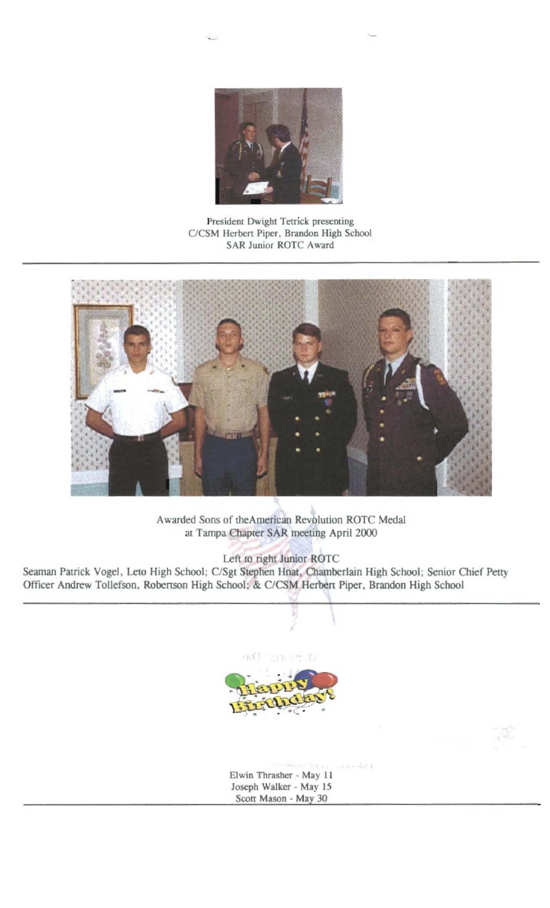President Dwight Tetrick presenting
C/CSM Herbert Piper, Brandon High School
SAR Junior ROTC Award

---

Awarded Sons of theAmerican Revolution ROTC Medal
at Tampa Chapter SAR meeting April 2000

Left to right Junior ROTC
Seaman Patrick Vogel, Leto High School; C/Sgt Stephen Hnat, Chamberlain High School; Senior Chief Petty Officer Andrew Tollefson, Robertson High School; & C/CSM Herbert Piper, Brandon High School

---

Happy Birthday!

Elwin Thrasher - May 11
Joseph Walker - May 15
Scott Mason - May 30